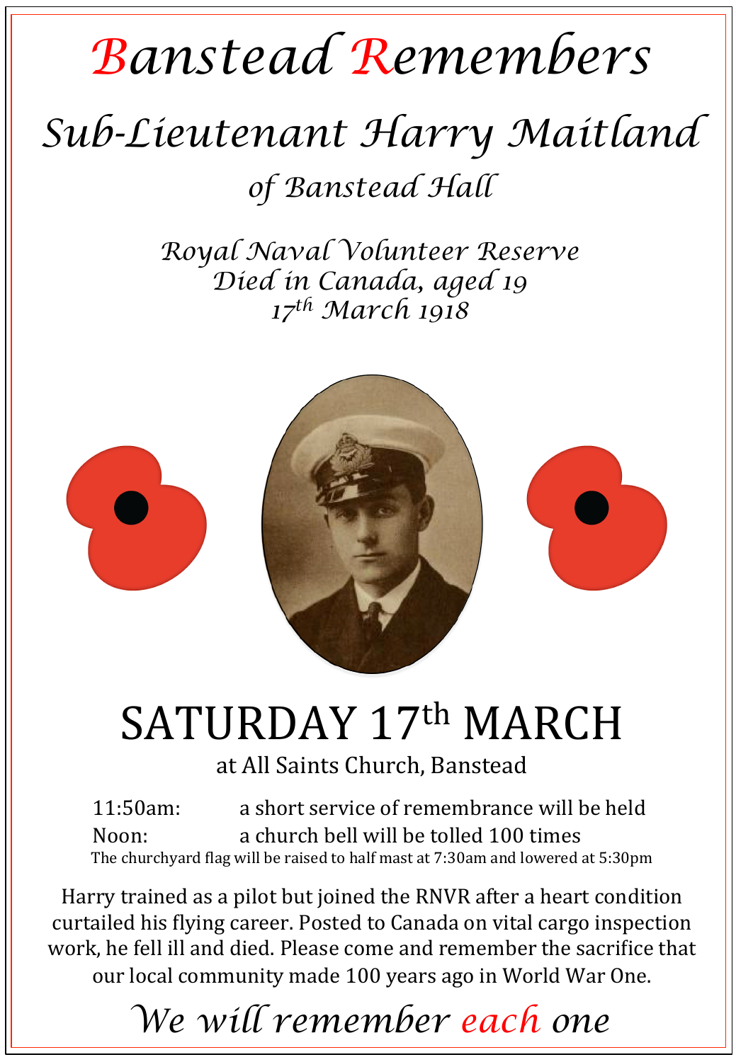# Banstead Remembers

## Sub-Lieutenant Harry Maitland

### of Banstead Hall

*Royal Naval Volunteer Reserve*
*Died in Canada, aged 19*
*17th March 1918*

## SATURDAY 17th MARCH

at All Saints Church, Banstead

11:50am: a short service of remembrance will be held
Noon: a church bell will be tolled 100 times

The churchyard flag will be raised to half mast at 7:30am and lowered at 5:30pm

Harry trained as a pilot but joined the RNVR after a heart condition curtailed his flying career. Posted to Canada on vital cargo inspection work, he fell ill and died. Please come and remember the sacrifice that our local community made 100 years ago in World War One.

*We will remember each one*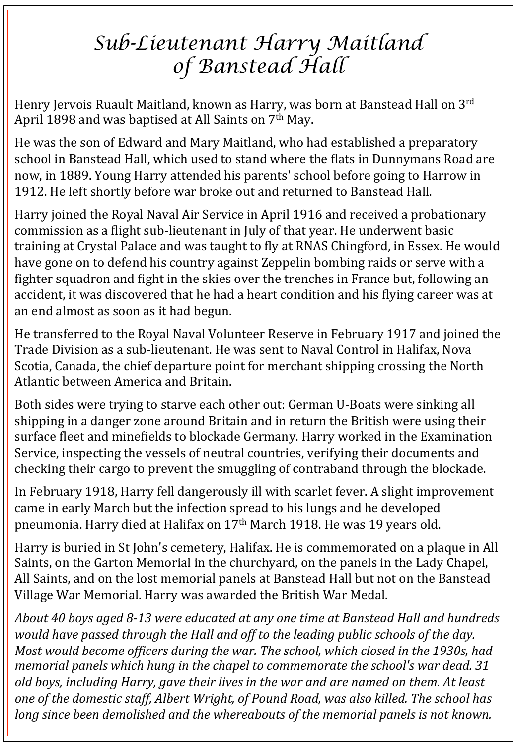# Sub-Lieutenant Harry Maitland of Banstead Hall

Henry Jervois Ruault Maitland, known as Harry, was born at Banstead Hall on 3rd April 1898 and was baptised at All Saints on 7th May.

He was the son of Edward and Mary Maitland, who had established a preparatory school in Banstead Hall, which used to stand where the flats in Dunnymans Road are now, in 1889. Young Harry attended his parents' school before going to Harrow in 1912. He left shortly before war broke out and returned to Banstead Hall.

Harry joined the Royal Naval Air Service in April 1916 and received a probationary commission as a flight sub-lieutenant in July of that year. He underwent basic training at Crystal Palace and was taught to fly at RNAS Chingford, in Essex. He would have gone on to defend his country against Zeppelin bombing raids or serve with a fighter squadron and fight in the skies over the trenches in France but, following an accident, it was discovered that he had a heart condition and his flying career was at an end almost as soon as it had begun.

He transferred to the Royal Naval Volunteer Reserve in February 1917 and joined the Trade Division as a sub-lieutenant. He was sent to Naval Control in Halifax, Nova Scotia, Canada, the chief departure point for merchant shipping crossing the North Atlantic between America and Britain.

Both sides were trying to starve each other out: German U-Boats were sinking all shipping in a danger zone around Britain and in return the British were using their surface fleet and minefields to blockade Germany. Harry worked in the Examination Service, inspecting the vessels of neutral countries, verifying their documents and checking their cargo to prevent the smuggling of contraband through the blockade.

In February 1918, Harry fell dangerously ill with scarlet fever. A slight improvement came in early March but the infection spread to his lungs and he developed pneumonia. Harry died at Halifax on 17th March 1918. He was 19 years old.

Harry is buried in St John's cemetery, Halifax. He is commemorated on a plaque in All Saints, on the Garton Memorial in the churchyard, on the panels in the Lady Chapel, All Saints, and on the lost memorial panels at Banstead Hall but not on the Banstead Village War Memorial. Harry was awarded the British War Medal.

*About 40 boys aged 8-13 were educated at any one time at Banstead Hall and hundreds would have passed through the Hall and off to the leading public schools of the day. Most would become officers during the war. The school, which closed in the 1930s, had memorial panels which hung in the chapel to commemorate the school's war dead. 31 old boys, including Harry, gave their lives in the war and are named on them. At least one of the domestic staff, Albert Wright, of Pound Road, was also killed. The school has long since been demolished and the whereabouts of the memorial panels is not known.*